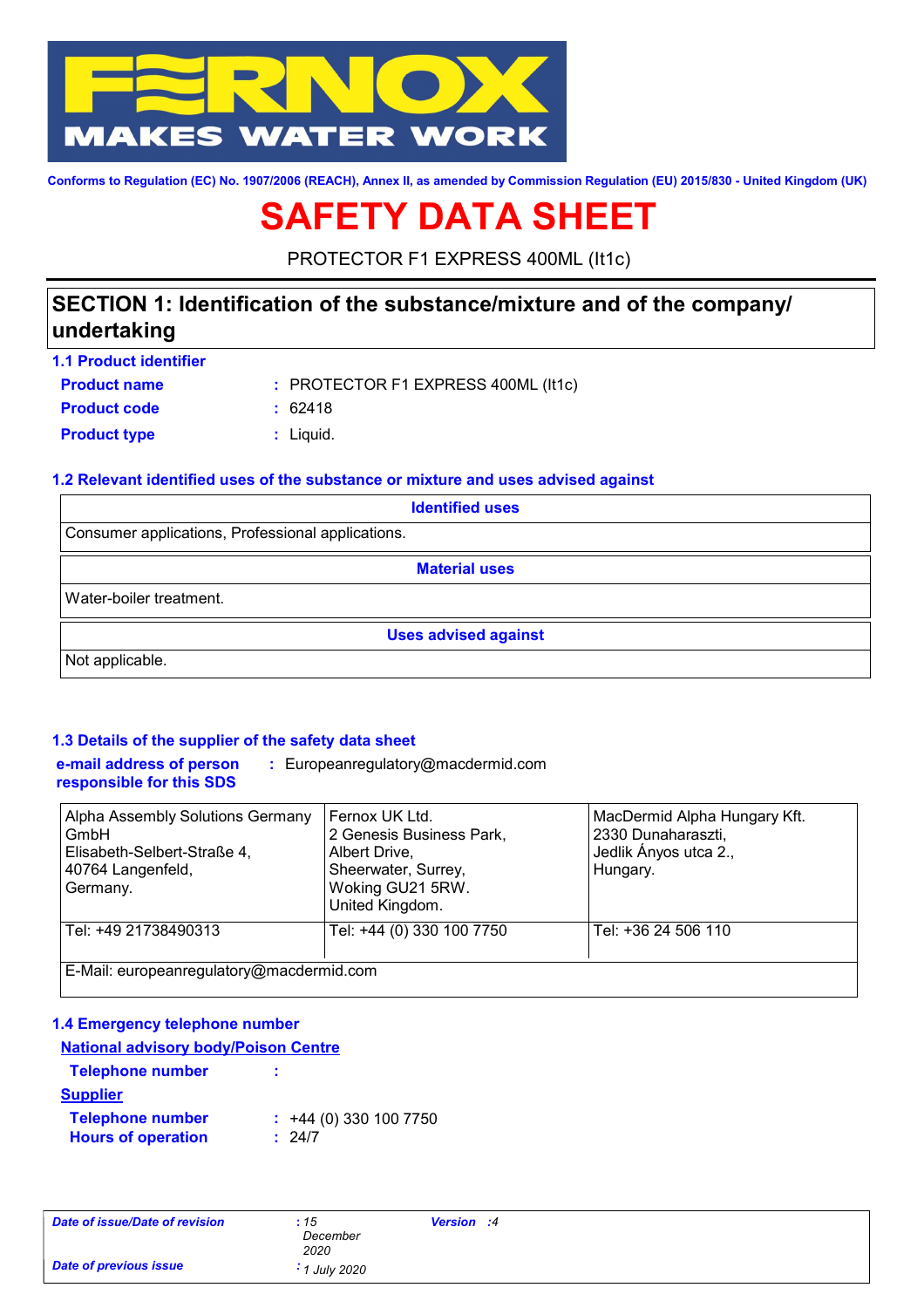FERNOX MAKES WATER WORK

Conforms to Regulation (EC) No. 1907/2006 (REACH), Annex II, as amended by Commission Regulation (EU) 2015/830 - United Kingdom (UK)

# SAFETY DATA SHEET

PROTECTOR F1 EXPRESS 400ML (It1c)

## SECTION 1: Identification of the substance/mixture and of the company/ undertaking

### 1.1 Product identifier

**Product name** : PROTECTOR F1 EXPRESS 400ML (It1c)

**Product code** : 62418

**Product type** : Liquid.

### 1.2 Relevant identified uses of the substance or mixture and uses advised against

| Identified uses |
|---|
| Consumer applications, Professional applications. |

| Material uses |
|---|
| Water-boiler treatment. |

| Uses advised against |
|---|
| Not applicable. |

### 1.3 Details of the supplier of the safety data sheet

**e-mail address of person responsible for this SDS** : Europeanregulatory@macdermid.com

| Alpha Assembly Solutions Germany GmbH<br>Elisabeth-Selbert-Straße 4,<br>40764 Langenfeld,<br>Germany. | Fernox UK Ltd.<br>2 Genesis Business Park,<br>Albert Drive,<br>Sheerwater, Surrey,<br>Woking GU21 5RW.<br>United Kingdom. | MacDermid Alpha Hungary Kft.<br>2330 Dunaharaszti,<br>Jedlik Ányos utca 2.,<br>Hungary. |
|---|---|---|
| Tel: +49 21738490313 | Tel: +44 (0) 330 100 7750 | Tel: +36 24 506 110 |
| E-Mail: europeanregulatory@macdermid.com | | |

### 1.4 Emergency telephone number

**National advisory body/Poison Centre**

**Telephone number** :

**Supplier**

**Telephone number** : +44 (0) 330 100 7750

**Hours of operation** : 24/7

| *Date of issue/Date of revision* | *: 15 December 2020* | *Version* | *: 4* |
|---|---|---|---|
| *Date of previous issue* | *: 1 July 2020* | | |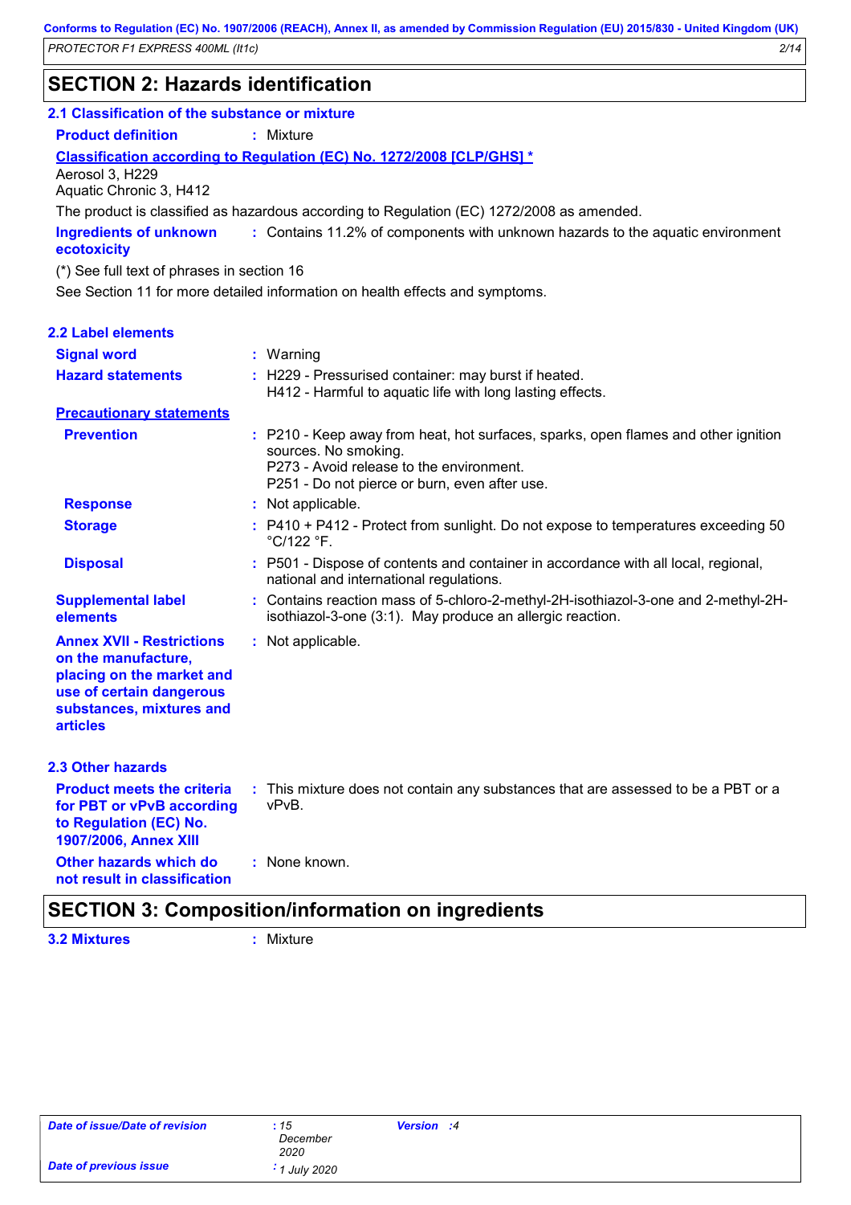## SECTION 2: Hazards identification

### 2.1 Classification of the substance or mixture

**Product definition** : Mixture

**Classification according to Regulation (EC) No. 1272/2008 [CLP/GHS] ***

Aerosol 3, H229
Aquatic Chronic 3, H412

The product is classified as hazardous according to Regulation (EC) 1272/2008 as amended.

**Ingredients of unknown ecotoxicity** : Contains 11.2% of components with unknown hazards to the aquatic environment

(*) See full text of phrases in section 16

See Section 11 for more detailed information on health effects and symptoms.

### 2.2 Label elements

**Signal word** : Warning

**Hazard statements** : H229 - Pressurised container: may burst if heated.
H412 - Harmful to aquatic life with long lasting effects.

**Precautionary statements**

**Prevention** : P210 - Keep away from heat, hot surfaces, sparks, open flames and other ignition sources. No smoking.
P273 - Avoid release to the environment.
P251 - Do not pierce or burn, even after use.

**Response** : Not applicable.

**Storage** : P410 + P412 - Protect from sunlight. Do not expose to temperatures exceeding 50 °C/122 °F.

**Disposal** : P501 - Dispose of contents and container in accordance with all local, regional, national and international regulations.

**Supplemental label elements** : Contains reaction mass of 5-chloro-2-methyl-2H-isothiazol-3-one and 2-methyl-2H-isothiazol-3-one (3:1). May produce an allergic reaction.

**Annex XVII - Restrictions on the manufacture, placing on the market and use of certain dangerous substances, mixtures and articles** : Not applicable.

### 2.3 Other hazards

**Product meets the criteria for PBT or vPvB according to Regulation (EC) No. 1907/2006, Annex XIII** : This mixture does not contain any substances that are assessed to be a PBT or a vPvB.

**Other hazards which do not result in classification** : None known.

## SECTION 3: Composition/information on ingredients

**3.2 Mixtures** : Mixture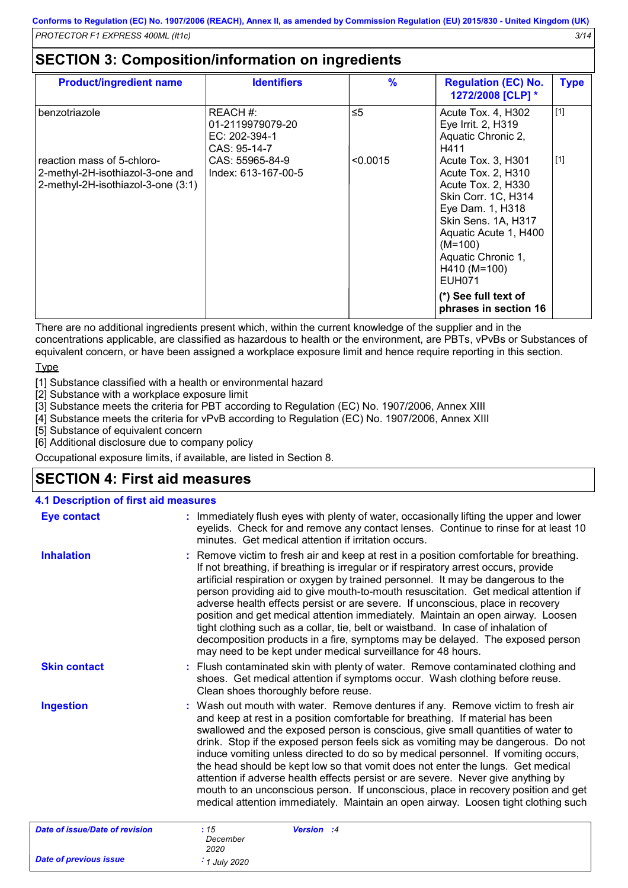## SECTION 3: Composition/information on ingredients

| Product/ingredient name | Identifiers | % | Regulation (EC) No. 1272/2008 [CLP] * | Type |
|---|---|---|---|---|
| benzotriazole | REACH #: 01-2119979079-20<br>EC: 202-394-1<br>CAS: 95-14-7 | ≤5 | Acute Tox. 4, H302<br>Eye Irrit. 2, H319<br>Aquatic Chronic 2, H411 | [1] |
| reaction mass of 5-chloro-2-methyl-2H-isothiazol-3-one and 2-methyl-2H-isothiazol-3-one (3:1) | CAS: 55965-84-9<br>Index: 613-167-00-5 | <0.0015 | Acute Tox. 3, H301<br>Acute Tox. 2, H310<br>Acute Tox. 2, H330<br>Skin Corr. 1C, H314<br>Eye Dam. 1, H318<br>Skin Sens. 1A, H317<br>Aquatic Acute 1, H400 (M=100)<br>Aquatic Chronic 1, H410 (M=100)<br>EUH071 | [1] |
| | | | **(*) See full text of phrases in section 16** | |

There are no additional ingredients present which, within the current knowledge of the supplier and in the concentrations applicable, are classified as hazardous to health or the environment, are PBTs, vPvBs or Substances of equivalent concern, or have been assigned a workplace exposure limit and hence require reporting in this section.

Type

[1] Substance classified with a health or environmental hazard
[2] Substance with a workplace exposure limit
[3] Substance meets the criteria for PBT according to Regulation (EC) No. 1907/2006, Annex XIII
[4] Substance meets the criteria for vPvB according to Regulation (EC) No. 1907/2006, Annex XIII
[5] Substance of equivalent concern
[6] Additional disclosure due to company policy

Occupational exposure limits, if available, are listed in Section 8.

## SECTION 4: First aid measures

### 4.1 Description of first aid measures

**Eye contact** : Immediately flush eyes with plenty of water, occasionally lifting the upper and lower eyelids. Check for and remove any contact lenses. Continue to rinse for at least 10 minutes. Get medical attention if irritation occurs.

**Inhalation** : Remove victim to fresh air and keep at rest in a position comfortable for breathing. If not breathing, if breathing is irregular or if respiratory arrest occurs, provide artificial respiration or oxygen by trained personnel. It may be dangerous to the person providing aid to give mouth-to-mouth resuscitation. Get medical attention if adverse health effects persist or are severe. If unconscious, place in recovery position and get medical attention immediately. Maintain an open airway. Loosen tight clothing such as a collar, tie, belt or waistband. In case of inhalation of decomposition products in a fire, symptoms may be delayed. The exposed person may need to be kept under medical surveillance for 48 hours.

**Skin contact** : Flush contaminated skin with plenty of water. Remove contaminated clothing and shoes. Get medical attention if symptoms occur. Wash clothing before reuse. Clean shoes thoroughly before reuse.

**Ingestion** : Wash out mouth with water. Remove dentures if any. Remove victim to fresh air and keep at rest in a position comfortable for breathing. If material has been swallowed and the exposed person is conscious, give small quantities of water to drink. Stop if the exposed person feels sick as vomiting may be dangerous. Do not induce vomiting unless directed to do so by medical personnel. If vomiting occurs, the head should be kept low so that vomit does not enter the lungs. Get medical attention if adverse health effects persist or are severe. Never give anything by mouth to an unconscious person. If unconscious, place in recovery position and get medical attention immediately. Maintain an open airway. Loosen tight clothing such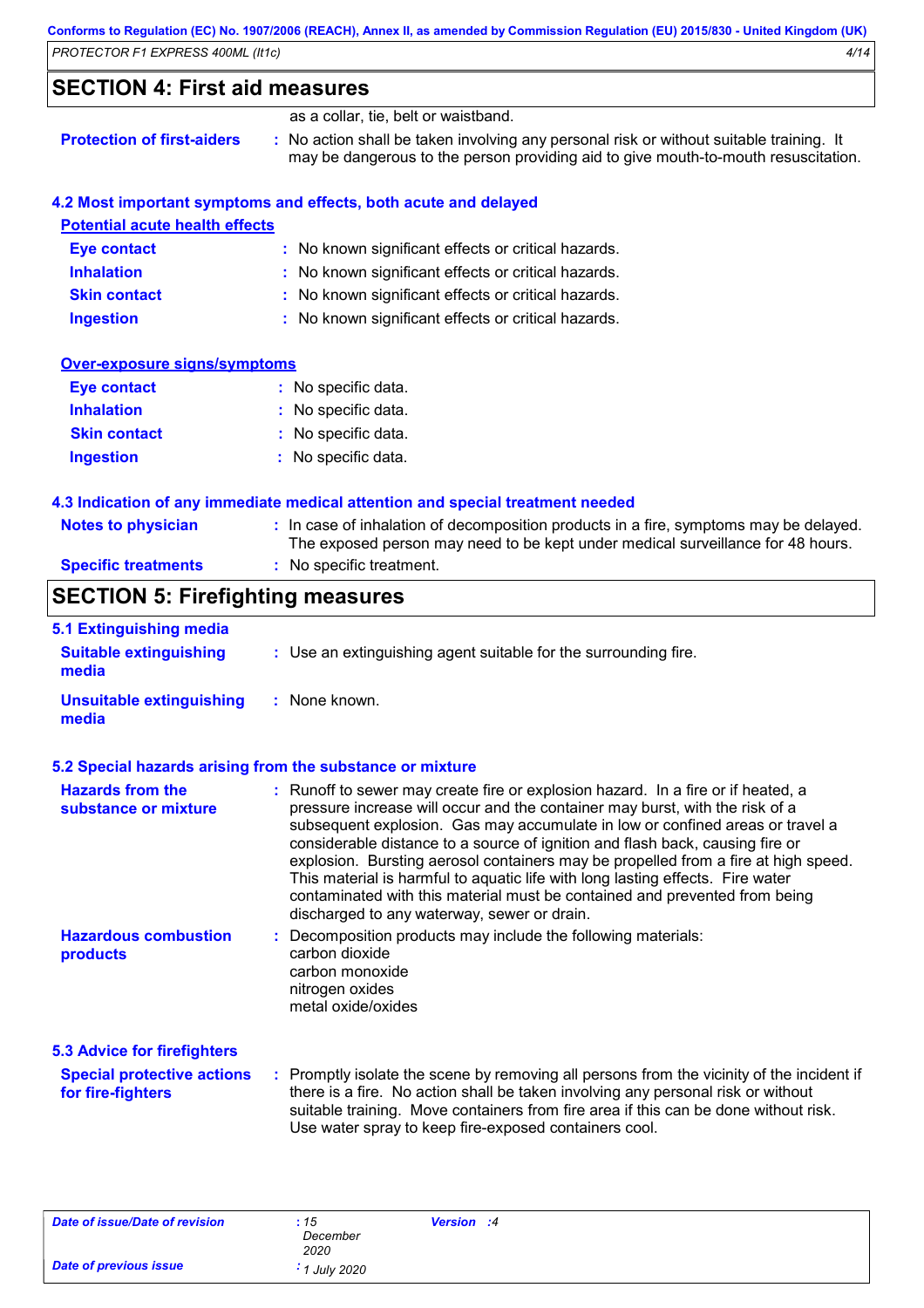## SECTION 4: First aid measures

as a collar, tie, belt or waistband.

**Protection of first-aiders** : No action shall be taken involving any personal risk or without suitable training. It may be dangerous to the person providing aid to give mouth-to-mouth resuscitation.

### 4.2 Most important symptoms and effects, both acute and delayed

**Potential acute health effects**

**Eye contact** : No known significant effects or critical hazards.

**Inhalation** : No known significant effects or critical hazards.

**Skin contact** : No known significant effects or critical hazards.

**Ingestion** : No known significant effects or critical hazards.

**Over-exposure signs/symptoms**

**Eye contact** : No specific data.

**Inhalation** : No specific data.

**Skin contact** : No specific data.

**Ingestion** : No specific data.

### 4.3 Indication of any immediate medical attention and special treatment needed

**Notes to physician** : In case of inhalation of decomposition products in a fire, symptoms may be delayed. The exposed person may need to be kept under medical surveillance for 48 hours.

**Specific treatments** : No specific treatment.

## SECTION 5: Firefighting measures

### 5.1 Extinguishing media

**Suitable extinguishing media** : Use an extinguishing agent suitable for the surrounding fire.

**Unsuitable extinguishing media** : None known.

### 5.2 Special hazards arising from the substance or mixture

**Hazards from the substance or mixture** : Runoff to sewer may create fire or explosion hazard. In a fire or if heated, a pressure increase will occur and the container may burst, with the risk of a subsequent explosion. Gas may accumulate in low or confined areas or travel a considerable distance to a source of ignition and flash back, causing fire or explosion. Bursting aerosol containers may be propelled from a fire at high speed. This material is harmful to aquatic life with long lasting effects. Fire water contaminated with this material must be contained and prevented from being discharged to any waterway, sewer or drain.

**Hazardous combustion products** : Decomposition products may include the following materials:
carbon dioxide
carbon monoxide
nitrogen oxides
metal oxide/oxides

### 5.3 Advice for firefighters

**Special protective actions for fire-fighters** : Promptly isolate the scene by removing all persons from the vicinity of the incident if there is a fire. No action shall be taken involving any personal risk or without suitable training. Move containers from fire area if this can be done without risk. Use water spray to keep fire-exposed containers cool.

| | | | |
|---|---|---|---|
| *Date of issue/Date of revision* | : 15 December 2020 | *Version* | : 4 |
| *Date of previous issue* | : 1 July 2020 | | |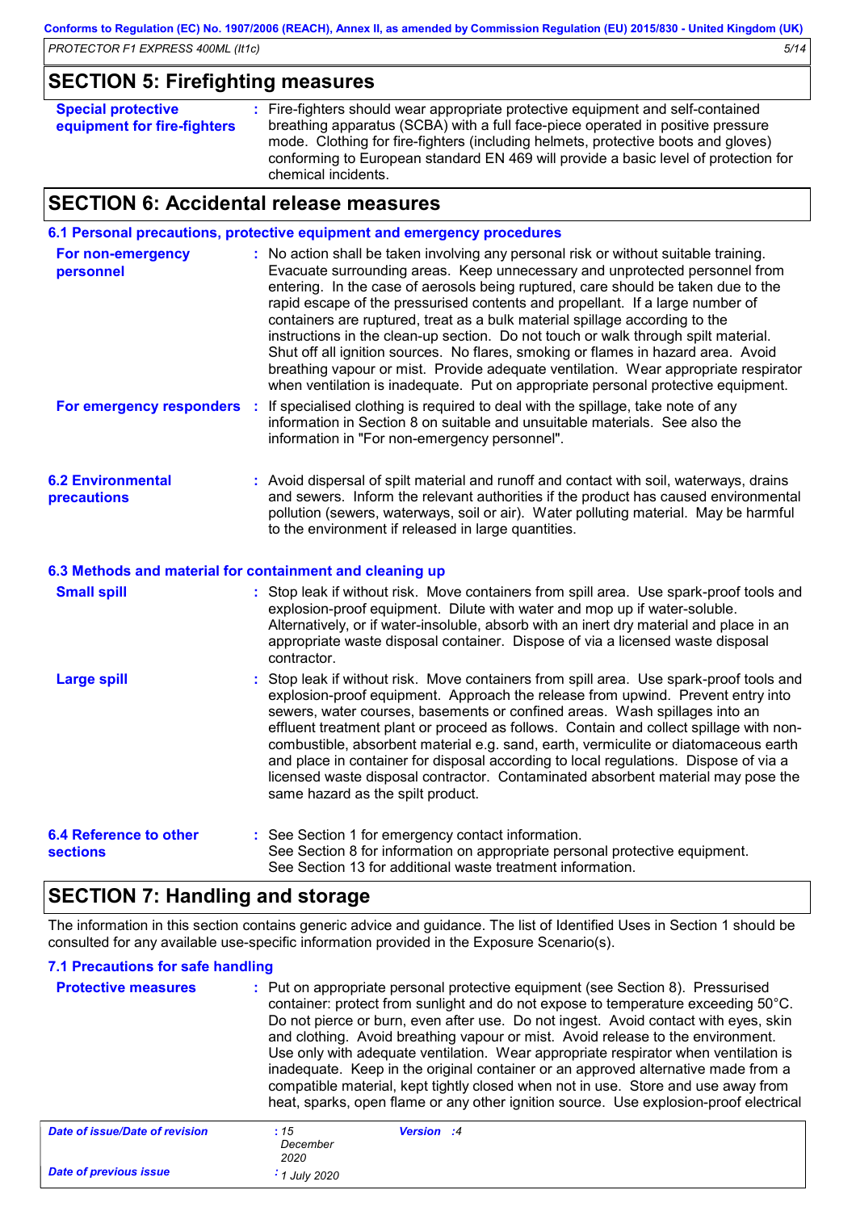## SECTION 5: Firefighting measures

**Special protective equipment for fire-fighters** : Fire-fighters should wear appropriate protective equipment and self-contained breathing apparatus (SCBA) with a full face-piece operated in positive pressure mode. Clothing for fire-fighters (including helmets, protective boots and gloves) conforming to European standard EN 469 will provide a basic level of protection for chemical incidents.

## SECTION 6: Accidental release measures

### 6.1 Personal precautions, protective equipment and emergency procedures

**For non-emergency personnel** : No action shall be taken involving any personal risk or without suitable training. Evacuate surrounding areas. Keep unnecessary and unprotected personnel from entering. In the case of aerosols being ruptured, care should be taken due to the rapid escape of the pressurised contents and propellant. If a large number of containers are ruptured, treat as a bulk material spillage according to the instructions in the clean-up section. Do not touch or walk through spilt material. Shut off all ignition sources. No flares, smoking or flames in hazard area. Avoid breathing vapour or mist. Provide adequate ventilation. Wear appropriate respirator when ventilation is inadequate. Put on appropriate personal protective equipment.

**For emergency responders** : If specialised clothing is required to deal with the spillage, take note of any information in Section 8 on suitable and unsuitable materials. See also the information in "For non-emergency personnel".

**6.2 Environmental precautions** : Avoid dispersal of spilt material and runoff and contact with soil, waterways, drains and sewers. Inform the relevant authorities if the product has caused environmental pollution (sewers, waterways, soil or air). Water polluting material. May be harmful to the environment if released in large quantities.

### 6.3 Methods and material for containment and cleaning up

**Small spill** : Stop leak if without risk. Move containers from spill area. Use spark-proof tools and explosion-proof equipment. Dilute with water and mop up if water-soluble. Alternatively, or if water-insoluble, absorb with an inert dry material and place in an appropriate waste disposal container. Dispose of via a licensed waste disposal contractor.

**Large spill** : Stop leak if without risk. Move containers from spill area. Use spark-proof tools and explosion-proof equipment. Approach the release from upwind. Prevent entry into sewers, water courses, basements or confined areas. Wash spillages into an effluent treatment plant or proceed as follows. Contain and collect spillage with non-combustible, absorbent material e.g. sand, earth, vermiculite or diatomaceous earth and place in container for disposal according to local regulations. Dispose of via a licensed waste disposal contractor. Contaminated absorbent material may pose the same hazard as the spilt product.

**6.4 Reference to other sections** : See Section 1 for emergency contact information.
See Section 8 for information on appropriate personal protective equipment.
See Section 13 for additional waste treatment information.

## SECTION 7: Handling and storage

The information in this section contains generic advice and guidance. The list of Identified Uses in Section 1 should be consulted for any available use-specific information provided in the Exposure Scenario(s).

### 7.1 Precautions for safe handling

**Protective measures** : Put on appropriate personal protective equipment (see Section 8). Pressurised container: protect from sunlight and do not expose to temperature exceeding 50°C. Do not pierce or burn, even after use. Do not ingest. Avoid contact with eyes, skin and clothing. Avoid breathing vapour or mist. Avoid release to the environment. Use only with adequate ventilation. Wear appropriate respirator when ventilation is inadequate. Keep in the original container or an approved alternative made from a compatible material, kept tightly closed when not in use. Store and use away from heat, sparks, open flame or any other ignition source. Use explosion-proof electrical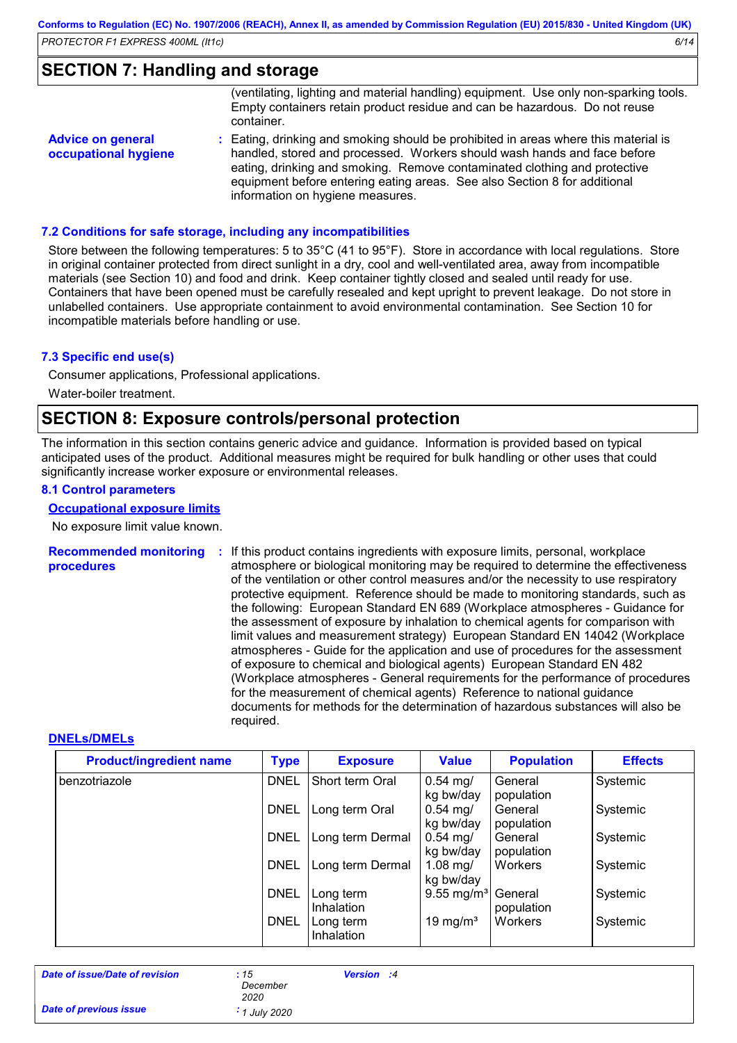## SECTION 7: Handling and storage

(ventilating, lighting and material handling) equipment. Use only non-sparking tools. Empty containers retain product residue and can be hazardous. Do not reuse container.

**Advice on general occupational hygiene** : Eating, drinking and smoking should be prohibited in areas where this material is handled, stored and processed. Workers should wash hands and face before eating, drinking and smoking. Remove contaminated clothing and protective equipment before entering eating areas. See also Section 8 for additional information on hygiene measures.

### 7.2 Conditions for safe storage, including any incompatibilities

Store between the following temperatures: 5 to 35°C (41 to 95°F). Store in accordance with local regulations. Store in original container protected from direct sunlight in a dry, cool and well-ventilated area, away from incompatible materials (see Section 10) and food and drink. Keep container tightly closed and sealed until ready for use. Containers that have been opened must be carefully resealed and kept upright to prevent leakage. Do not store in unlabelled containers. Use appropriate containment to avoid environmental contamination. See Section 10 for incompatible materials before handling or use.

### 7.3 Specific end use(s)

Consumer applications, Professional applications.

Water-boiler treatment.

## SECTION 8: Exposure controls/personal protection

The information in this section contains generic advice and guidance. Information is provided based on typical anticipated uses of the product. Additional measures might be required for bulk handling or other uses that could significantly increase worker exposure or environmental releases.

### 8.1 Control parameters

**Occupational exposure limits**

No exposure limit value known.

**Recommended monitoring procedures** : If this product contains ingredients with exposure limits, personal, workplace atmosphere or biological monitoring may be required to determine the effectiveness of the ventilation or other control measures and/or the necessity to use respiratory protective equipment. Reference should be made to monitoring standards, such as the following: European Standard EN 689 (Workplace atmospheres - Guidance for the assessment of exposure by inhalation to chemical agents for comparison with limit values and measurement strategy) European Standard EN 14042 (Workplace atmospheres - Guide for the application and use of procedures for the assessment of exposure to chemical and biological agents) European Standard EN 482 (Workplace atmospheres - General requirements for the performance of procedures for the measurement of chemical agents) Reference to national guidance documents for methods for the determination of hazardous substances will also be required.

**DNELs/DMELs**

| Product/ingredient name | Type | Exposure | Value | Population | Effects |
|---|---|---|---|---|---|
| benzotriazole | DNEL | Short term Oral | 0.54 mg/kg bw/day | General population | Systemic |
| | DNEL | Long term Oral | 0.54 mg/kg bw/day | General population | Systemic |
| | DNEL | Long term Dermal | 0.54 mg/kg bw/day | General population | Systemic |
| | DNEL | Long term Dermal | 1.08 mg/kg bw/day | Workers | Systemic |
| | DNEL | Long term Inhalation | 9.55 mg/m³ | General population | Systemic |
| | DNEL | Long term Inhalation | 19 mg/m³ | Workers | Systemic |

| | | | |
|---|---|---|---|
| *Date of issue/Date of revision* | *: 15 December 2020* | *Version* | *: 4* |
| *Date of previous issue* | *: 1 July 2020* | | |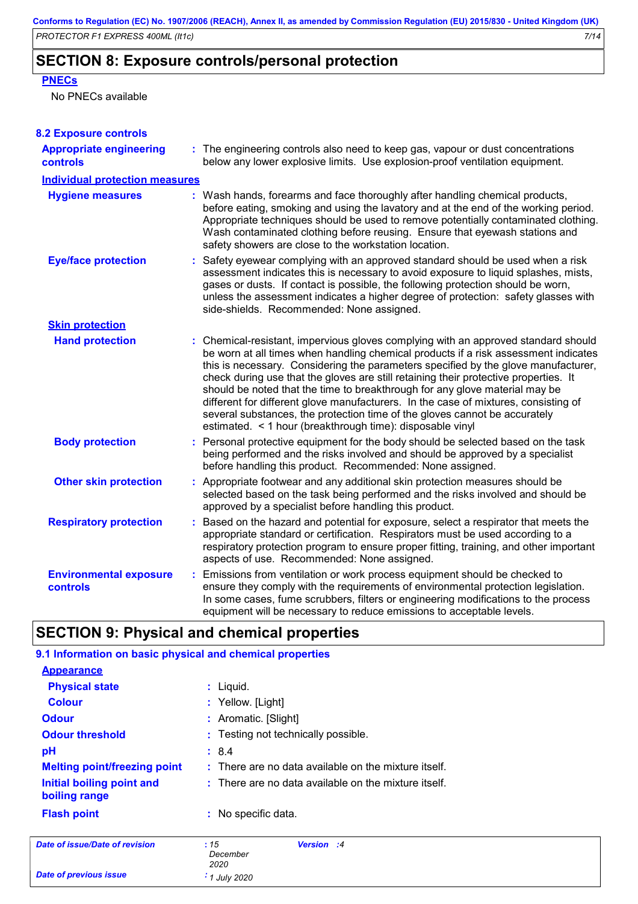## SECTION 8: Exposure controls/personal protection

**PNECs**

No PNECs available

### 8.2 Exposure controls

**Appropriate engineering controls** : The engineering controls also need to keep gas, vapour or dust concentrations below any lower explosive limits. Use explosion-proof ventilation equipment.

**Individual protection measures**

**Hygiene measures** : Wash hands, forearms and face thoroughly after handling chemical products, before eating, smoking and using the lavatory and at the end of the working period. Appropriate techniques should be used to remove potentially contaminated clothing. Wash contaminated clothing before reusing. Ensure that eyewash stations and safety showers are close to the workstation location.

**Eye/face protection** : Safety eyewear complying with an approved standard should be used when a risk assessment indicates this is necessary to avoid exposure to liquid splashes, mists, gases or dusts. If contact is possible, the following protection should be worn, unless the assessment indicates a higher degree of protection: safety glasses with side-shields. Recommended: None assigned.

**Skin protection**

**Hand protection** : Chemical-resistant, impervious gloves complying with an approved standard should be worn at all times when handling chemical products if a risk assessment indicates this is necessary. Considering the parameters specified by the glove manufacturer, check during use that the gloves are still retaining their protective properties. It should be noted that the time to breakthrough for any glove material may be different for different glove manufacturers. In the case of mixtures, consisting of several substances, the protection time of the gloves cannot be accurately estimated. < 1 hour (breakthrough time): disposable vinyl

**Body protection** : Personal protective equipment for the body should be selected based on the task being performed and the risks involved and should be approved by a specialist before handling this product. Recommended: None assigned.

**Other skin protection** : Appropriate footwear and any additional skin protection measures should be selected based on the task being performed and the risks involved and should be approved by a specialist before handling this product.

**Respiratory protection** : Based on the hazard and potential for exposure, select a respirator that meets the appropriate standard or certification. Respirators must be used according to a respiratory protection program to ensure proper fitting, training, and other important aspects of use. Recommended: None assigned.

**Environmental exposure controls** : Emissions from ventilation or work process equipment should be checked to ensure they comply with the requirements of environmental protection legislation. In some cases, fume scrubbers, filters or engineering modifications to the process equipment will be necessary to reduce emissions to acceptable levels.

## SECTION 9: Physical and chemical properties

### 9.1 Information on basic physical and chemical properties

**Appearance**

**Physical state** : Liquid.

**Colour** : Yellow. [Light]

**Odour** : Aromatic. [Slight]

**Odour threshold** : Testing not technically possible.

**pH** : 8.4

**Melting point/freezing point** : There are no data available on the mixture itself.

**Initial boiling point and boiling range** : There are no data available on the mixture itself.

**Flash point** : No specific data.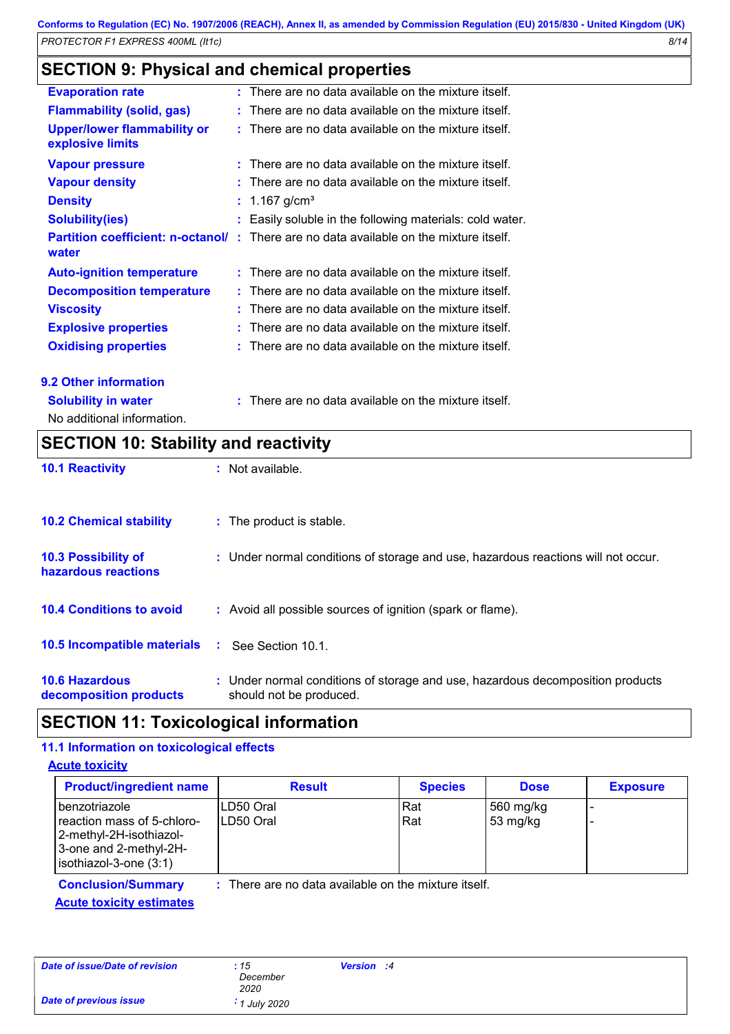## SECTION 9: Physical and chemical properties

**Evaporation rate** : There are no data available on the mixture itself.

**Flammability (solid, gas)** : There are no data available on the mixture itself.

**Upper/lower flammability or explosive limits** : There are no data available on the mixture itself.

**Vapour pressure** : There are no data available on the mixture itself.

**Vapour density** : There are no data available on the mixture itself.

**Density** : 1.167 g/cm³

**Solubility(ies)** : Easily soluble in the following materials: cold water.

**Partition coefficient: n-octanol/ water** : There are no data available on the mixture itself.

**Auto-ignition temperature** : There are no data available on the mixture itself.

**Decomposition temperature** : There are no data available on the mixture itself.

**Viscosity** : There are no data available on the mixture itself.

**Explosive properties** : There are no data available on the mixture itself.

**Oxidising properties** : There are no data available on the mixture itself.

### 9.2 Other information

**Solubility in water** : There are no data available on the mixture itself.

No additional information.

## SECTION 10: Stability and reactivity

**10.1 Reactivity** : Not available.

**10.2 Chemical stability** : The product is stable.

**10.3 Possibility of hazardous reactions** : Under normal conditions of storage and use, hazardous reactions will not occur.

**10.4 Conditions to avoid** : Avoid all possible sources of ignition (spark or flame).

**10.5 Incompatible materials** : See Section 10.1.

**10.6 Hazardous decomposition products** : Under normal conditions of storage and use, hazardous decomposition products should not be produced.

## SECTION 11: Toxicological information

### 11.1 Information on toxicological effects

**Acute toxicity**

| Product/ingredient name | Result | Species | Dose | Exposure |
|---|---|---|---|---|
| benzotriazole | LD50 Oral | Rat | 560 mg/kg | - |
| reaction mass of 5-chloro-2-methyl-2H-isothiazol-3-one and 2-methyl-2H-isothiazol-3-one (3:1) | LD50 Oral | Rat | 53 mg/kg | - |

**Conclusion/Summary** : There are no data available on the mixture itself.

**Acute toxicity estimates**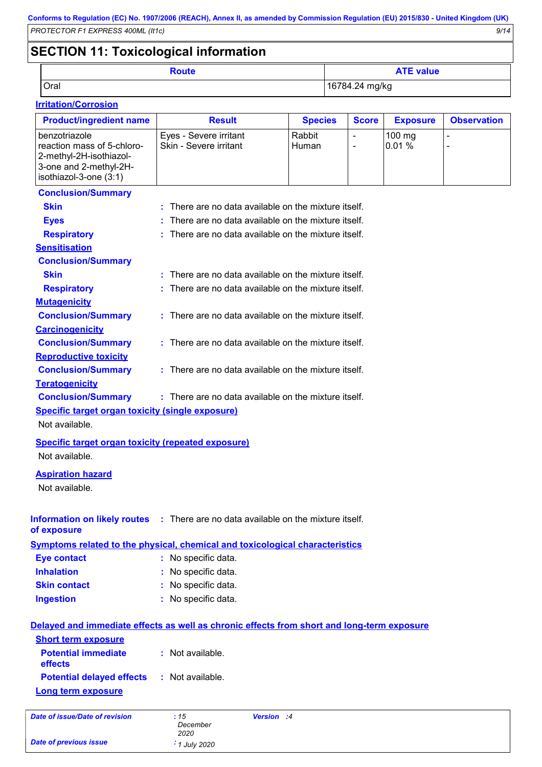## SECTION 11: Toxicological information

| Route | ATE value |
|---|---|
| Oral | 16784.24 mg/kg |

**Irritation/Corrosion**

| Product/ingredient name | Result | Species | Score | Exposure | Observation |
|---|---|---|---|---|---|
| benzotriazole | Eyes - Severe irritant | Rabbit | - | 100 mg | - |
| reaction mass of 5-chloro-2-methyl-2H-isothiazol-3-one and 2-methyl-2H-isothiazol-3-one (3:1) | Skin - Severe irritant | Human | - | 0.01 % | - |

**Conclusion/Summary**

**Skin** : There are no data available on the mixture itself.

**Eyes** : There are no data available on the mixture itself.

**Respiratory** : There are no data available on the mixture itself.

**Sensitisation**

**Conclusion/Summary**

**Skin** : There are no data available on the mixture itself.

**Respiratory** : There are no data available on the mixture itself.

**Mutagenicity**

**Conclusion/Summary** : There are no data available on the mixture itself.

**Carcinogenicity**

**Conclusion/Summary** : There are no data available on the mixture itself.

**Reproductive toxicity**

**Conclusion/Summary** : There are no data available on the mixture itself.

**Teratogenicity**

**Conclusion/Summary** : There are no data available on the mixture itself.

**Specific target organ toxicity (single exposure)**

Not available.

**Specific target organ toxicity (repeated exposure)**

Not available.

**Aspiration hazard**

Not available.

**Information on likely routes of exposure** : There are no data available on the mixture itself.

**Symptoms related to the physical, chemical and toxicological characteristics**

**Eye contact** : No specific data.

**Inhalation** : No specific data.

**Skin contact** : No specific data.

**Ingestion** : No specific data.

**Delayed and immediate effects as well as chronic effects from short and long-term exposure**

**Short term exposure**

**Potential immediate effects** : Not available.

**Potential delayed effects** : Not available.

**Long term exposure**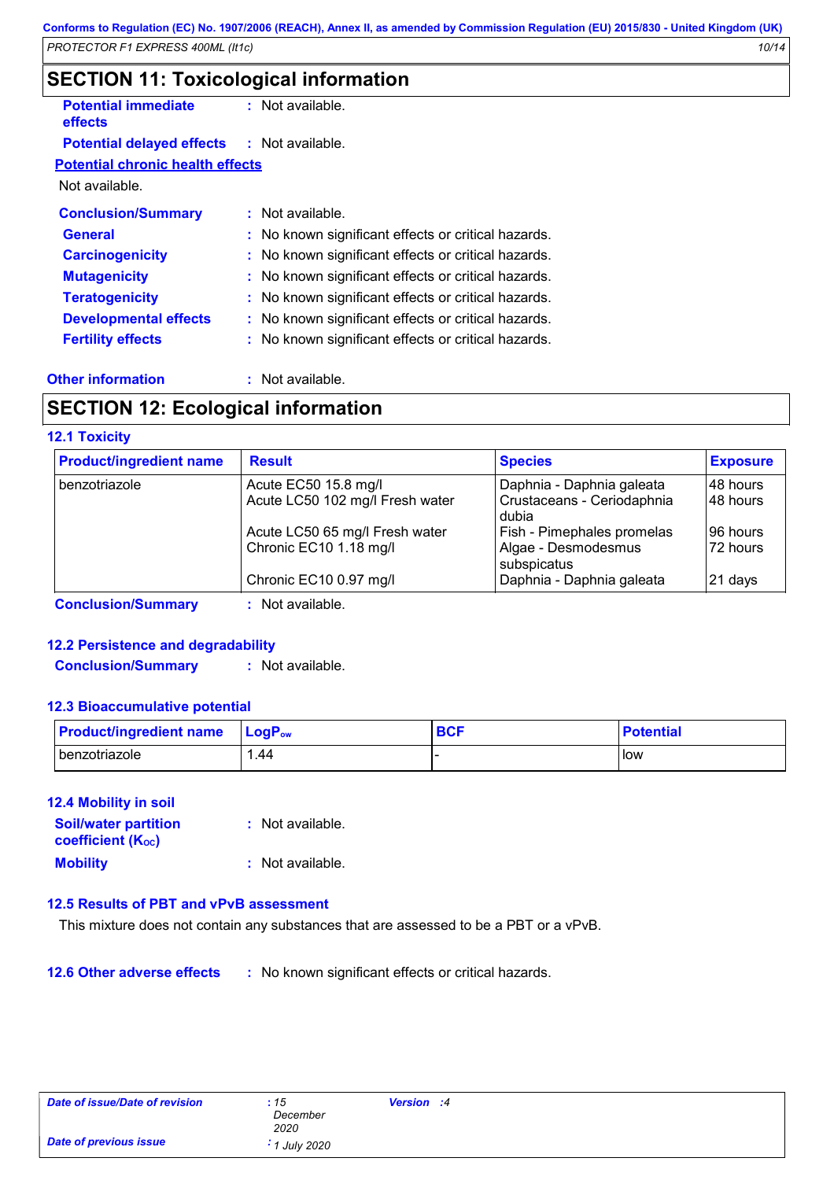## SECTION 11: Toxicological information

**Potential immediate effects** : Not available.

**Potential delayed effects** : Not available.

**Potential chronic health effects**

Not available.

**Conclusion/Summary** : Not available.

**General** : No known significant effects or critical hazards.

**Carcinogenicity** : No known significant effects or critical hazards.

**Mutagenicity** : No known significant effects or critical hazards.

**Teratogenicity** : No known significant effects or critical hazards.

**Developmental effects** : No known significant effects or critical hazards.

**Fertility effects** : No known significant effects or critical hazards.

**Other information** : Not available.

## SECTION 12: Ecological information

### 12.1 Toxicity

| Product/ingredient name | Result | Species | Exposure |
|---|---|---|---|
| benzotriazole | Acute EC50 15.8 mg/l | Daphnia - Daphnia galeata | 48 hours |
| | Acute LC50 102 mg/l Fresh water | Crustaceans - Ceriodaphnia dubia | 48 hours |
| | Acute LC50 65 mg/l Fresh water | Fish - Pimephales promelas | 96 hours |
| | Chronic EC10 1.18 mg/l | Algae - Desmodesmus subspicatus | 72 hours |
| | Chronic EC10 0.97 mg/l | Daphnia - Daphnia galeata | 21 days |

**Conclusion/Summary** : Not available.

### 12.2 Persistence and degradability

**Conclusion/Summary** : Not available.

### 12.3 Bioaccumulative potential

| Product/ingredient name | $LogP_{ow}$ | BCF | Potential |
|---|---|---|---|
| benzotriazole | 1.44 | - | low |

### 12.4 Mobility in soil

**Soil/water partition coefficient ($K_{OC}$)** : Not available.

**Mobility** : Not available.

### 12.5 Results of PBT and vPvB assessment

This mixture does not contain any substances that are assessed to be a PBT or a vPvB.

**12.6 Other adverse effects** : No known significant effects or critical hazards.

| | | | |
|---|---|---|---|
| *Date of issue/Date of revision* | *: 15 December 2020* | *Version* | *: 4* |
| *Date of previous issue* | *: 1 July 2020* | | |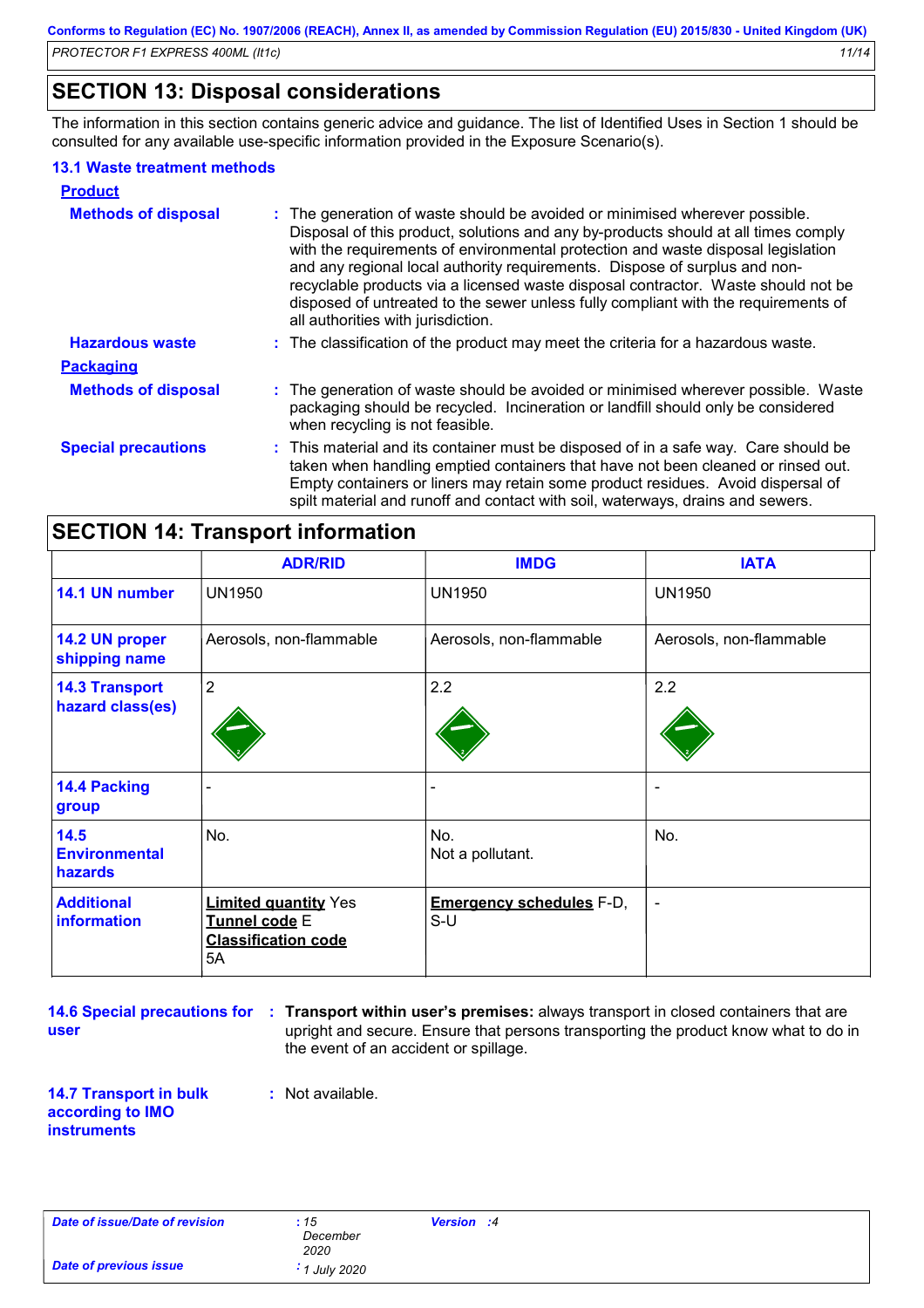## SECTION 13: Disposal considerations

The information in this section contains generic advice and guidance. The list of Identified Uses in Section 1 should be consulted for any available use-specific information provided in the Exposure Scenario(s).

### 13.1 Waste treatment methods

**Product**

**Methods of disposal** : The generation of waste should be avoided or minimised wherever possible. Disposal of this product, solutions and any by-products should at all times comply with the requirements of environmental protection and waste disposal legislation and any regional local authority requirements. Dispose of surplus and non-recyclable products via a licensed waste disposal contractor. Waste should not be disposed of untreated to the sewer unless fully compliant with the requirements of all authorities with jurisdiction.

**Hazardous waste** : The classification of the product may meet the criteria for a hazardous waste.

**Packaging**

**Methods of disposal** : The generation of waste should be avoided or minimised wherever possible. Waste packaging should be recycled. Incineration or landfill should only be considered when recycling is not feasible.

**Special precautions** : This material and its container must be disposed of in a safe way. Care should be taken when handling emptied containers that have not been cleaned or rinsed out. Empty containers or liners may retain some product residues. Avoid dispersal of spilt material and runoff and contact with soil, waterways, drains and sewers.

## SECTION 14: Transport information

| | ADR/RID | IMDG | IATA |
|---|---|---|---|
| **14.1 UN number** | UN1950 | UN1950 | UN1950 |
| **14.2 UN proper shipping name** | Aerosols, non-flammable | Aerosols, non-flammable | Aerosols, non-flammable |
| **14.3 Transport hazard class(es)** | 2 | 2.2 | 2.2 |
| **14.4 Packing group** | - | - | - |
| **14.5 Environmental hazards** | No. | No. Not a pollutant. | No. |
| **Additional information** | **Limited quantity** Yes **Tunnel code** E **Classification code** 5A | **Emergency schedules** F-D, S-U | - |

**14.6 Special precautions for user** : **Transport within user's premises:** always transport in closed containers that are upright and secure. Ensure that persons transporting the product know what to do in the event of an accident or spillage.

**14.7 Transport in bulk according to IMO instruments** : Not available.

| | | | |
|---|---|---|---|
| *Date of issue/Date of revision* | : 15 December 2020 | *Version* | : 4 |
| *Date of previous issue* | : 1 July 2020 | | |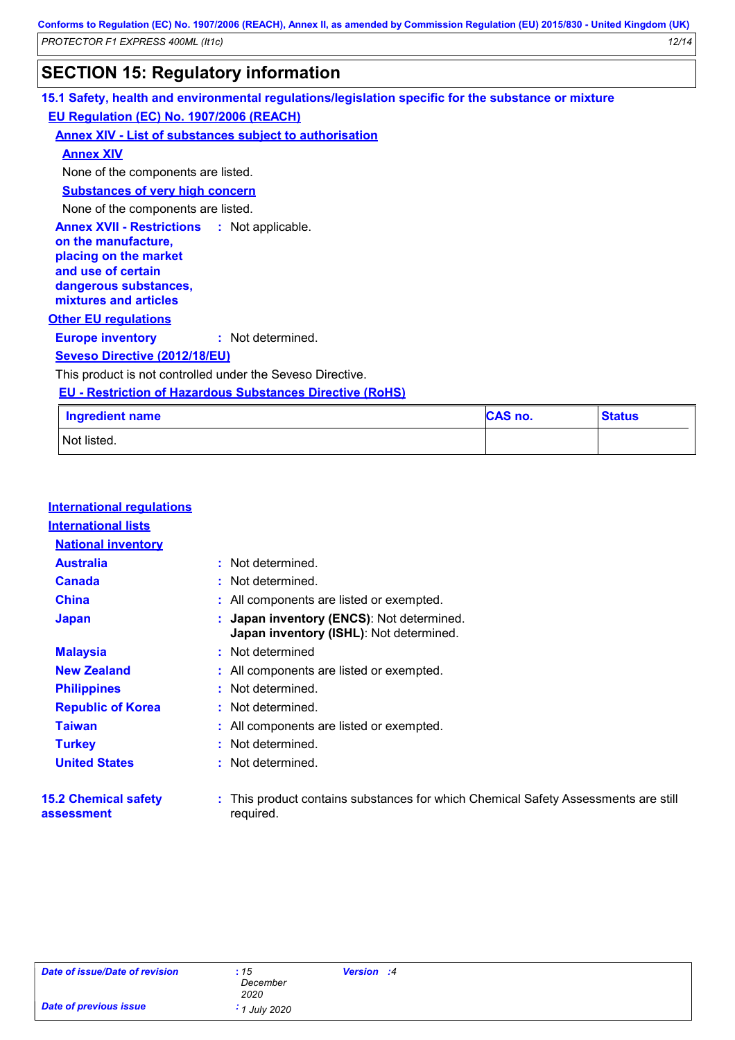## SECTION 15: Regulatory information

### 15.1 Safety, health and environmental regulations/legislation specific for the substance or mixture

**EU Regulation (EC) No. 1907/2006 (REACH)**

**Annex XIV - List of substances subject to authorisation**

**Annex XIV**

None of the components are listed.

**Substances of very high concern**

None of the components are listed.

**Annex XVII - Restrictions on the manufacture, placing on the market and use of certain dangerous substances, mixtures and articles** : Not applicable.

**Other EU regulations**

**Europe inventory** : Not determined.

**Seveso Directive (2012/18/EU)**

This product is not controlled under the Seveso Directive.

**EU - Restriction of Hazardous Substances Directive (RoHS)**

| Ingredient name | CAS no. | Status |
|---|---|---|
| Not listed. | | |

**International regulations**

**International lists**

**National inventory**

**Australia** : Not determined.

**Canada** : Not determined.

**China** : All components are listed or exempted.

**Japan** : **Japan inventory (ENCS)**: Not determined.
**Japan inventory (ISHL)**: Not determined.

**Malaysia** : Not determined

**New Zealand** : All components are listed or exempted.

**Philippines** : Not determined.

**Republic of Korea** : Not determined.

**Taiwan** : All components are listed or exempted.

**Turkey** : Not determined.

**United States** : Not determined.

### 15.2 Chemical safety assessment

: This product contains substances for which Chemical Safety Assessments are still required.

| Date of issue/Date of revision | : 15 December 2020 | Version : 4 |
|---|---|---|
| Date of previous issue | : 1 July 2020 | |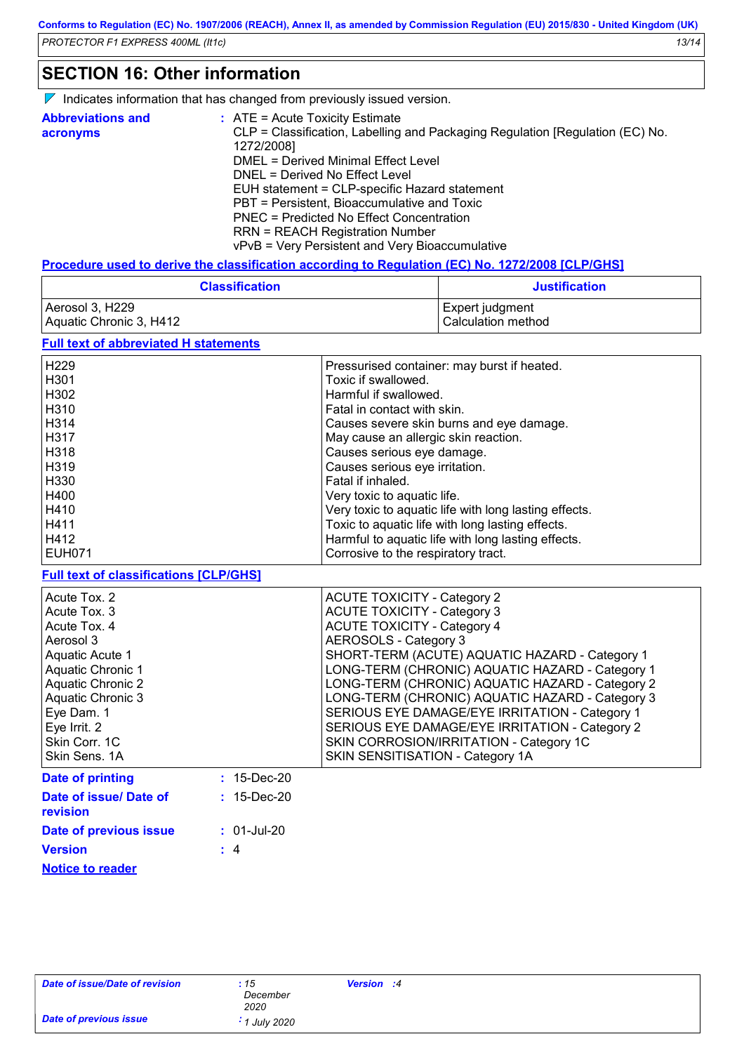## SECTION 16: Other information

Indicates information that has changed from previously issued version.

**Abbreviations and acronyms** : ATE = Acute Toxicity Estimate
CLP = Classification, Labelling and Packaging Regulation [Regulation (EC) No. 1272/2008]
DMEL = Derived Minimal Effect Level
DNEL = Derived No Effect Level
EUH statement = CLP-specific Hazard statement
PBT = Persistent, Bioaccumulative and Toxic
PNEC = Predicted No Effect Concentration
RRN = REACH Registration Number
vPvB = Very Persistent and Very Bioaccumulative

**Procedure used to derive the classification according to Regulation (EC) No. 1272/2008 [CLP/GHS]**

| Classification | Justification |
|---|---|
| Aerosol 3, H229 | Expert judgment |
| Aquatic Chronic 3, H412 | Calculation method |

**Full text of abbreviated H statements**

| | |
|---|---|
| H229 | Pressurised container: may burst if heated. |
| H301 | Toxic if swallowed. |
| H302 | Harmful if swallowed. |
| H310 | Fatal in contact with skin. |
| H314 | Causes severe skin burns and eye damage. |
| H317 | May cause an allergic skin reaction. |
| H318 | Causes serious eye damage. |
| H319 | Causes serious eye irritation. |
| H330 | Fatal if inhaled. |
| H400 | Very toxic to aquatic life. |
| H410 | Very toxic to aquatic life with long lasting effects. |
| H411 | Toxic to aquatic life with long lasting effects. |
| H412 | Harmful to aquatic life with long lasting effects. |
| EUH071 | Corrosive to the respiratory tract. |

**Full text of classifications [CLP/GHS]**

| | |
|---|---|
| Acute Tox. 2 | ACUTE TOXICITY - Category 2 |
| Acute Tox. 3 | ACUTE TOXICITY - Category 3 |
| Acute Tox. 4 | ACUTE TOXICITY - Category 4 |
| Aerosol 3 | AEROSOLS - Category 3 |
| Aquatic Acute 1 | SHORT-TERM (ACUTE) AQUATIC HAZARD - Category 1 |
| Aquatic Chronic 1 | LONG-TERM (CHRONIC) AQUATIC HAZARD - Category 1 |
| Aquatic Chronic 2 | LONG-TERM (CHRONIC) AQUATIC HAZARD - Category 2 |
| Aquatic Chronic 3 | LONG-TERM (CHRONIC) AQUATIC HAZARD - Category 3 |
| Eye Dam. 1 | SERIOUS EYE DAMAGE/EYE IRRITATION - Category 1 |
| Eye Irrit. 2 | SERIOUS EYE DAMAGE/EYE IRRITATION - Category 2 |
| Skin Corr. 1C | SKIN CORROSION/IRRITATION - Category 1C |
| Skin Sens. 1A | SKIN SENSITISATION - Category 1A |

**Date of printing** : 15-Dec-20

**Date of issue/ Date of revision** : 15-Dec-20

**Date of previous issue** : 01-Jul-20

**Version** : 4

**Notice to reader**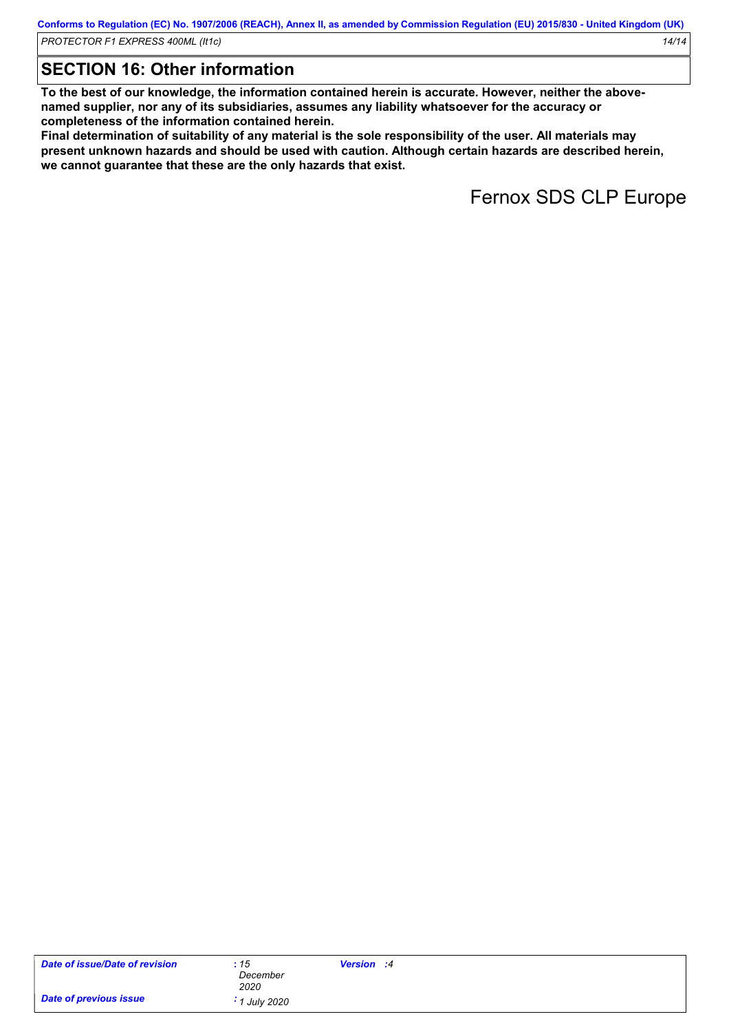## SECTION 16: Other information

**To the best of our knowledge, the information contained herein is accurate. However, neither the above-named supplier, nor any of its subsidiaries, assumes any liability whatsoever for the accuracy or completeness of the information contained herein.**
**Final determination of suitability of any material is the sole responsibility of the user. All materials may present unknown hazards and should be used with caution. Although certain hazards are described herein, we cannot guarantee that these are the only hazards that exist.**

Fernox SDS CLP Europe